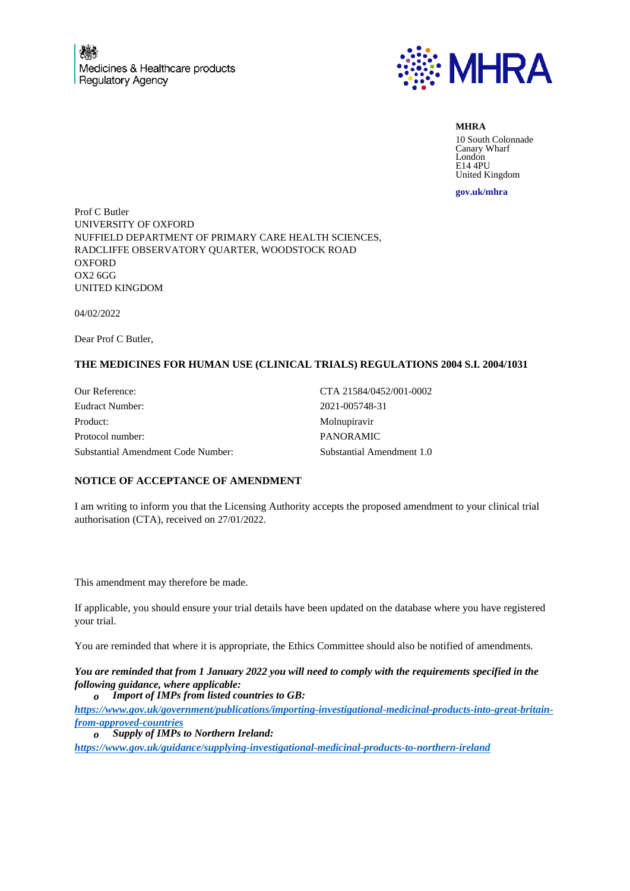Medicines & Healthcare products Regulatory Agency

MHRA

**MHRA**
10 South Colonnade
Canary Wharf
London
E14 4PU
United Kingdom

**gov.uk/mhra**

Prof C Butler
UNIVERSITY OF OXFORD
NUFFIELD DEPARTMENT OF PRIMARY CARE HEALTH SCIENCES,
RADCLIFFE OBSERVATORY QUARTER, WOODSTOCK ROAD
OXFORD
OX2 6GG
UNITED KINGDOM

04/02/2022

Dear Prof C Butler,

**THE MEDICINES FOR HUMAN USE (CLINICAL TRIALS) REGULATIONS 2004 S.I. 2004/1031**

| | |
|---|---|
| Our Reference: | CTA 21584/0452/001-0002 |
| Eudract Number: | 2021-005748-31 |
| Product: | Molnupiravir |
| Protocol number: | PANORAMIC |
| Substantial Amendment Code Number: | Substantial Amendment 1.0 |

**NOTICE OF ACCEPTANCE OF AMENDMENT**

I am writing to inform you that the Licensing Authority accepts the proposed amendment to your clinical trial authorisation (CTA), received on 27/01/2022.

This amendment may therefore be made.

If applicable, you should ensure your trial details have been updated on the database where you have registered your trial.

You are reminded that where it is appropriate, the Ethics Committee should also be notified of amendments.

***You are reminded that from 1 January 2022 you will need to comply with the requirements specified in the following guidance, where applicable:***

- ***Import of IMPs from listed countries to GB:***
***https://www.gov.uk/government/publications/importing-investigational-medicinal-products-into-great-britain-from-approved-countries***
- ***Supply of IMPs to Northern Ireland:***
***https://www.gov.uk/guidance/supplying-investigational-medicinal-products-to-northern-ireland***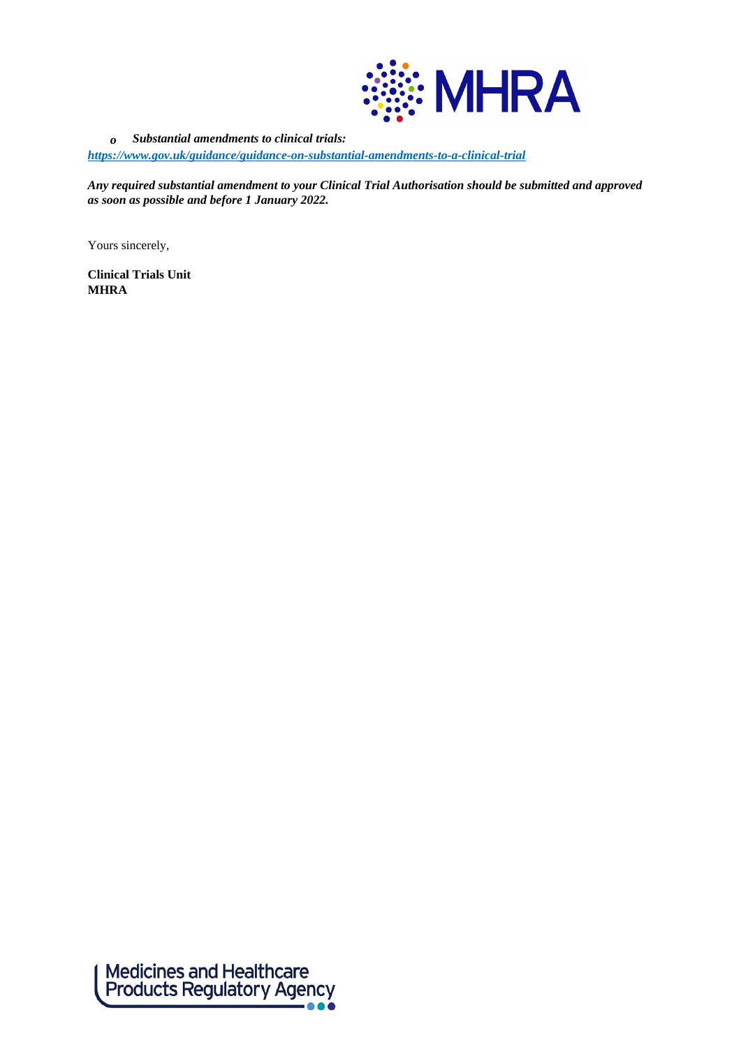- ***Substantial amendments to clinical trials:***
***https://www.gov.uk/guidance/guidance-on-substantial-amendments-to-a-clinical-trial***

***Any required substantial amendment to your Clinical Trial Authorisation should be submitted and approved as soon as possible and before 1 January 2022.***

Yours sincerely,

**Clinical Trials Unit**
**MHRA**